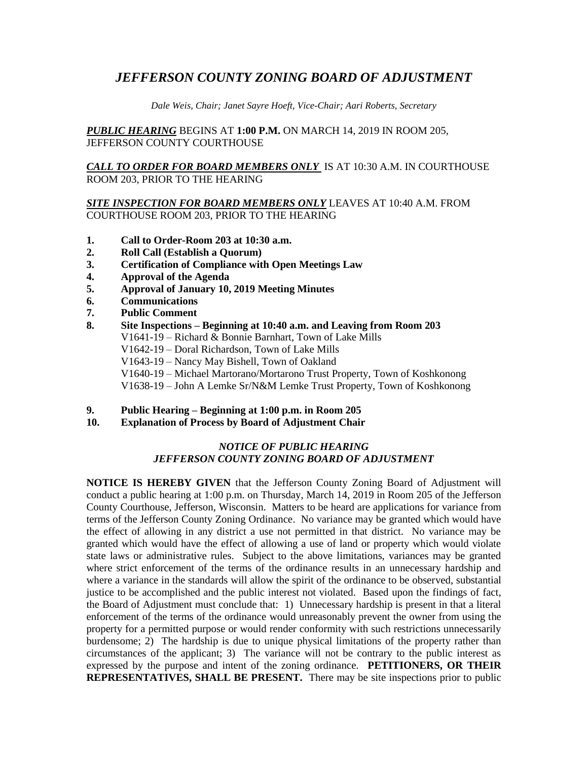# *JEFFERSON COUNTY ZONING BOARD OF ADJUSTMENT*

*Dale Weis, Chair; Janet Sayre Hoeft, Vice-Chair; Aari Roberts, Secretary*

***PUBLIC HEARING*** BEGINS AT **1:00 P.M.** ON MARCH 14, 2019 IN ROOM 205, JEFFERSON COUNTY COURTHOUSE

***CALL TO ORDER FOR BOARD MEMBERS ONLY*** IS AT 10:30 A.M. IN COURTHOUSE ROOM 203, PRIOR TO THE HEARING

***SITE INSPECTION FOR BOARD MEMBERS ONLY*** LEAVES AT 10:40 A.M. FROM COURTHOUSE ROOM 203, PRIOR TO THE HEARING

1. **Call to Order-Room 203 at 10:30 a.m.**
2. **Roll Call (Establish a Quorum)**
3. **Certification of Compliance with Open Meetings Law**
4. **Approval of the Agenda**
5. **Approval of January 10, 2019 Meeting Minutes**
6. **Communications**
7. **Public Comment**
8. **Site Inspections – Beginning at 10:40 a.m. and Leaving from Room 203**
   V1641-19 – Richard & Bonnie Barnhart, Town of Lake Mills
   V1642-19 – Doral Richardson, Town of Lake Mills
   V1643-19 – Nancy May Bishell, Town of Oakland
   V1640-19 – Michael Martorano/Mortarono Trust Property, Town of Koshkonong
   V1638-19 – John A Lemke Sr/N&M Lemke Trust Property, Town of Koshkonong
9. **Public Hearing – Beginning at 1:00 p.m. in Room 205**
10. **Explanation of Process by Board of Adjustment Chair**

### *NOTICE OF PUBLIC HEARING*
### *JEFFERSON COUNTY ZONING BOARD OF ADJUSTMENT*

**NOTICE IS HEREBY GIVEN** that the Jefferson County Zoning Board of Adjustment will conduct a public hearing at 1:00 p.m. on Thursday, March 14, 2019 in Room 205 of the Jefferson County Courthouse, Jefferson, Wisconsin. Matters to be heard are applications for variance from terms of the Jefferson County Zoning Ordinance. No variance may be granted which would have the effect of allowing in any district a use not permitted in that district. No variance may be granted which would have the effect of allowing a use of land or property which would violate state laws or administrative rules. Subject to the above limitations, variances may be granted where strict enforcement of the terms of the ordinance results in an unnecessary hardship and where a variance in the standards will allow the spirit of the ordinance to be observed, substantial justice to be accomplished and the public interest not violated. Based upon the findings of fact, the Board of Adjustment must conclude that: 1) Unnecessary hardship is present in that a literal enforcement of the terms of the ordinance would unreasonably prevent the owner from using the property for a permitted purpose or would render conformity with such restrictions unnecessarily burdensome; 2) The hardship is due to unique physical limitations of the property rather than circumstances of the applicant; 3) The variance will not be contrary to the public interest as expressed by the purpose and intent of the zoning ordinance. **PETITIONERS, OR THEIR REPRESENTATIVES, SHALL BE PRESENT.** There may be site inspections prior to public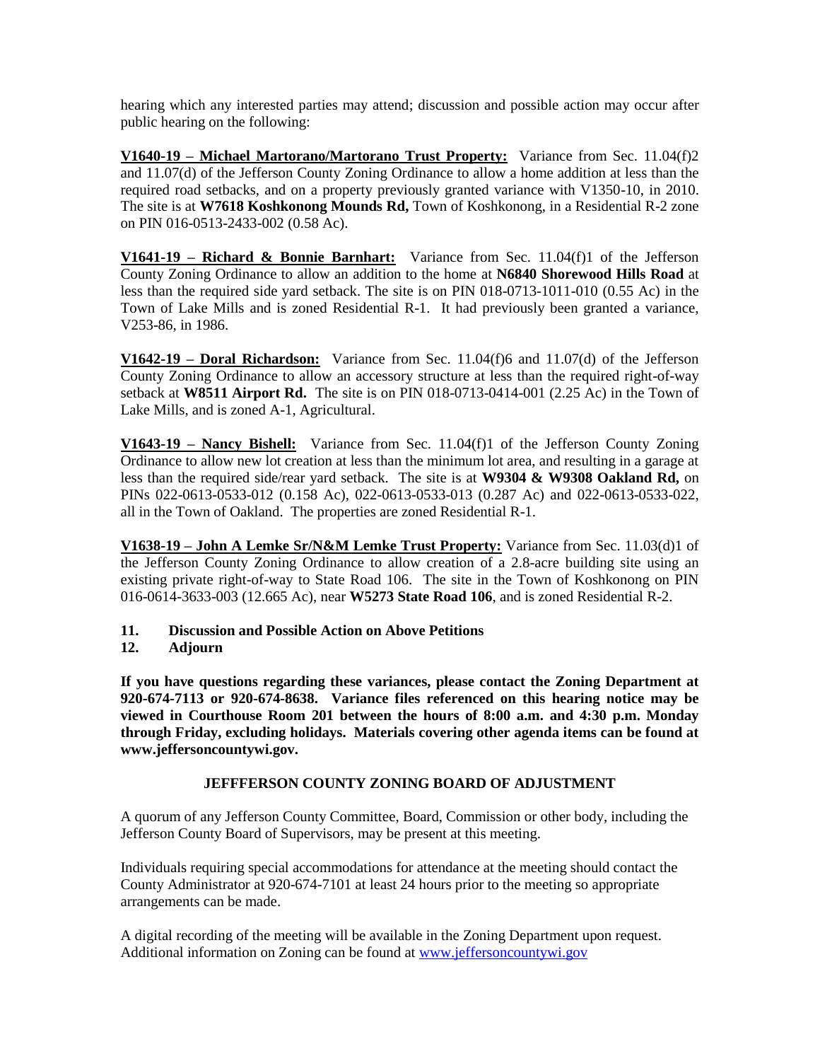hearing which any interested parties may attend; discussion and possible action may occur after public hearing on the following:

**V1640-19 – Michael Martorano/Martorano Trust Property:** Variance from Sec. 11.04(f)2 and 11.07(d) of the Jefferson County Zoning Ordinance to allow a home addition at less than the required road setbacks, and on a property previously granted variance with V1350-10, in 2010. The site is at **W7618 Koshkonong Mounds Rd,** Town of Koshkonong, in a Residential R-2 zone on PIN 016-0513-2433-002 (0.58 Ac).

**V1641-19 – Richard & Bonnie Barnhart:** Variance from Sec. 11.04(f)1 of the Jefferson County Zoning Ordinance to allow an addition to the home at **N6840 Shorewood Hills Road** at less than the required side yard setback. The site is on PIN 018-0713-1011-010 (0.55 Ac) in the Town of Lake Mills and is zoned Residential R-1. It had previously been granted a variance, V253-86, in 1986.

**V1642-19 – Doral Richardson:** Variance from Sec. 11.04(f)6 and 11.07(d) of the Jefferson County Zoning Ordinance to allow an accessory structure at less than the required right-of-way setback at **W8511 Airport Rd.** The site is on PIN 018-0713-0414-001 (2.25 Ac) in the Town of Lake Mills, and is zoned A-1, Agricultural.

**V1643-19 – Nancy Bishell:** Variance from Sec. 11.04(f)1 of the Jefferson County Zoning Ordinance to allow new lot creation at less than the minimum lot area, and resulting in a garage at less than the required side/rear yard setback. The site is at **W9304 & W9308 Oakland Rd,** on PINs 022-0613-0533-012 (0.158 Ac), 022-0613-0533-013 (0.287 Ac) and 022-0613-0533-022, all in the Town of Oakland. The properties are zoned Residential R-1.

**V1638-19 – John A Lemke Sr/N&M Lemke Trust Property:** Variance from Sec. 11.03(d)1 of the Jefferson County Zoning Ordinance to allow creation of a 2.8-acre building site using an existing private right-of-way to State Road 106. The site in the Town of Koshkonong on PIN 016-0614-3633-003 (12.665 Ac), near **W5273 State Road 106**, and is zoned Residential R-2.

11. **Discussion and Possible Action on Above Petitions**
12. **Adjourn**

**If you have questions regarding these variances, please contact the Zoning Department at 920-674-7113 or 920-674-8638. Variance files referenced on this hearing notice may be viewed in Courthouse Room 201 between the hours of 8:00 a.m. and 4:30 p.m. Monday through Friday, excluding holidays. Materials covering other agenda items can be found at www.jeffersoncountywi.gov.**

**JEFFFERSON COUNTY ZONING BOARD OF ADJUSTMENT**

A quorum of any Jefferson County Committee, Board, Commission or other body, including the Jefferson County Board of Supervisors, may be present at this meeting.

Individuals requiring special accommodations for attendance at the meeting should contact the County Administrator at 920-674-7101 at least 24 hours prior to the meeting so appropriate arrangements can be made.

A digital recording of the meeting will be available in the Zoning Department upon request. Additional information on Zoning can be found at www.jeffersoncountywi.gov